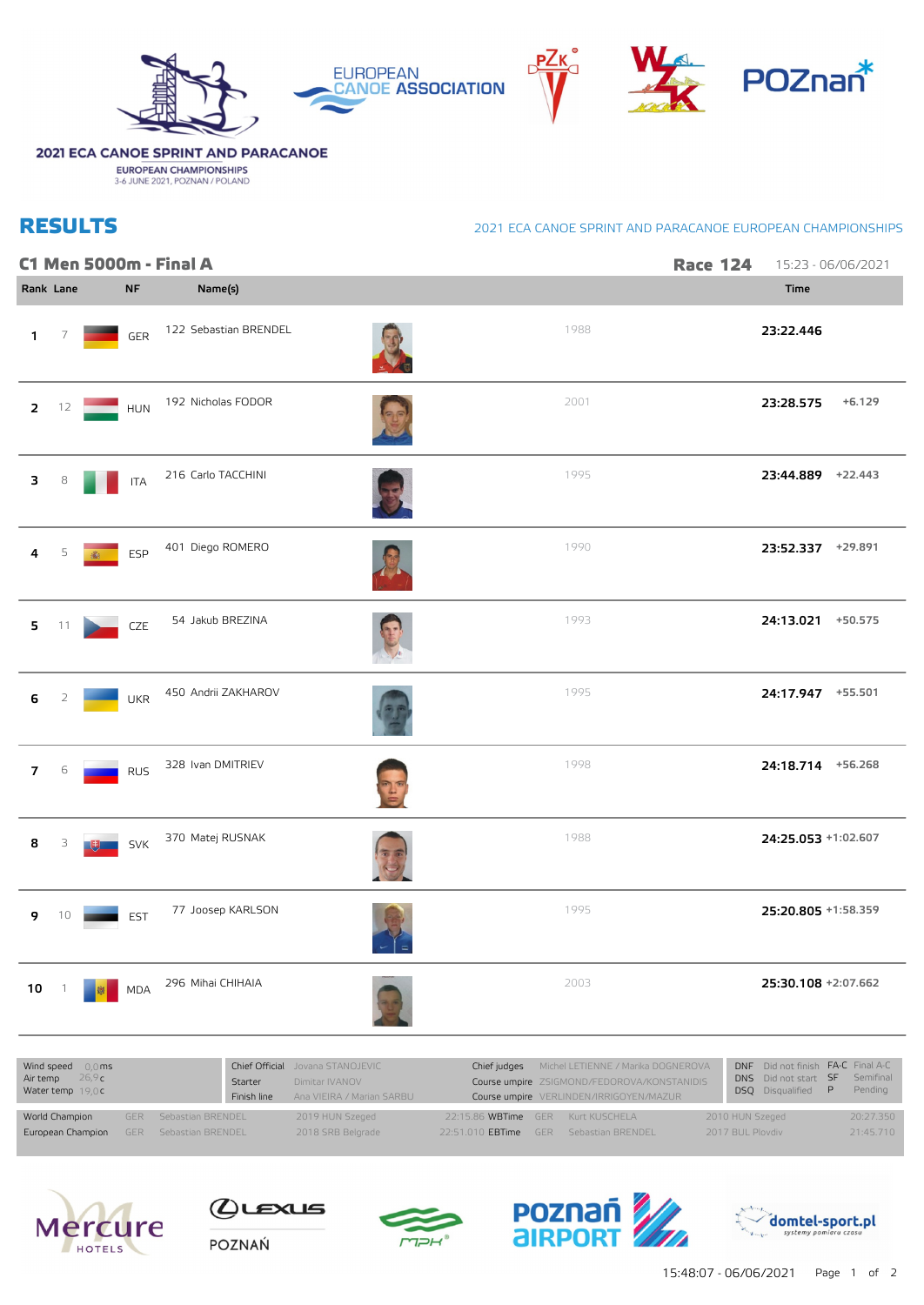2021 ECA CANOE SPRINT AND PARACANOE

EUROPEAN CHAMPIONSHIPS
3-6 JUNE 2021, POZNAN / POLAND

# RESULTS

2021 ECA CANOE SPRINT AND PARACANOE EUROPEAN CHAMPIONSHIPS

## C1 Men 5000m - Final A

**Race 124** 15:23 - 06/06/2021

| Rank | Lane | NF | Name(s) | | Time | |
|---|---|---|---|---|---|---|
| 1 | 7 | GER | 122 Sebastian BRENDEL | 1988 | **23:22.446** | |
| 2 | 12 | HUN | 192 Nicholas FODOR | 2001 | **23:28.575** | +6.129 |
| 3 | 8 | ITA | 216 Carlo TACCHINI | 1995 | **23:44.889** | +22.443 |
| 4 | 5 | ESP | 401 Diego ROMERO | 1990 | **23:52.337** | +29.891 |
| 5 | 11 | CZE | 54 Jakub BREZINA | 1993 | **24:13.021** | +50.575 |
| 6 | 2 | UKR | 450 Andrii ZAKHAROV | 1995 | **24:17.947** | +55.501 |
| 7 | 6 | RUS | 328 Ivan DMITRIEV | 1998 | **24:18.714** | +56.268 |
| 8 | 3 | SVK | 370 Matej RUSNAK | 1988 | **24:25.053** | +1:02.607 |
| 9 | 10 | EST | 77 Joosep KARLSON | 1995 | **25:20.805** | +1:58.359 |
| 10 | 1 | MDA | 296 Mihai CHIHAIA | 2003 | **25:30.108** | +2:07.662 |

| | | | | | |
|---|---|---|---|---|---|
| Wind speed | 0,0ms | Chief Official | Jovana STANOJEVIC | Chief judges | Michel LETIENNE / Marika DOGNEROVA |
| Air temp | 26,9c | Starter | Dimitar IVANOV | Course umpire | ZSIGMOND/FEDOROVA/KONSTANIDIS |
| Water temp | 19,0c | Finish line | Ana VIEIRA / Marian SARBU | Course umpire | VERLINDEN/IRRIGOYEN/MAZUR |

DNF Did not finish, DNS Did not start, DSQ Disqualified, FA-C Final A-C, SF Semifinal, P Pending

| | | | | | | | | | |
|---|---|---|---|---|---|---|---|---|---|
| World Champion | GER | Sebastian BRENDEL | 2019 HUN Szeged | 22:15.86 | WBTime | GER | Kurt KUSCHELA | 2010 HUN Szeged | 20:27.350 |
| European Champion | GER | Sebastian BRENDEL | 2018 SRB Belgrade | 22:51.010 | EBTime | GER | Sebastian BRENDEL | 2017 BUL Plovdiv | 21:45.710 |

15:48:07 - 06/06/2021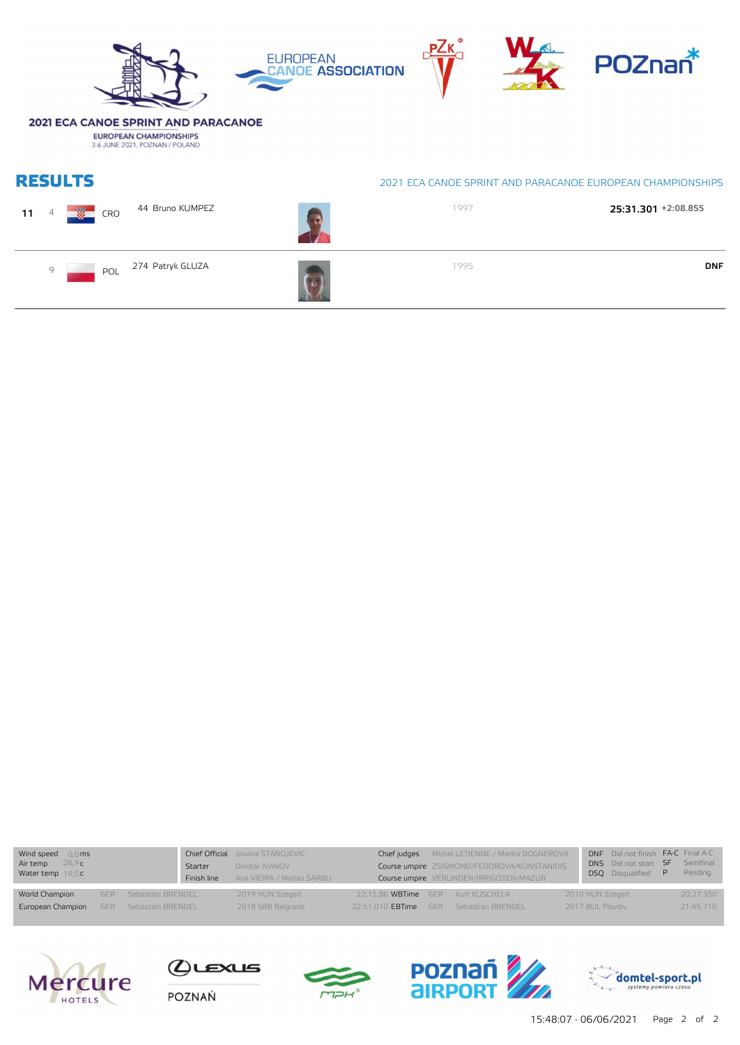# RESULTS

2021 ECA CANOE SPRINT AND PARACANOE EUROPEAN CHAMPIONSHIPS

| | | | | | | |
|---|---|---|---|---|---|---|
| 11 | 4 | CRO | 44 Bruno KUMPEZ | 1997 | 25:31.301 | +2:08.855 |
| | 9 | POL | 274 Patryk GLUZA | 1995 | DNF | |

| | | | | | |
|---|---|---|---|---|---|
| Wind speed | 0,0 ms | Chief Official | Jovana STANOJEVIC | Chief judges | Michel LETIENNE / Marika DOGNEROVA |
| Air temp | 26,9 c | Starter | Dimitar IVANOV | Course umpire | ZSIGMOND/FEDOROVA/KONSTANIDIS |
| Water temp | 19,0 c | Finish line | Ana VIEIRA / Marian SARBU | Course umpire | VERLINDEN/IRRIGOYEN/MAZUR |

DNF Did not finish, DNS Did not start, DSQ Disqualified, FA-C Final A-C, SF Semifinal, P Pending

| | | | | | | | | | |
|---|---|---|---|---|---|---|---|---|---|
| World Champion | GER | Sebastian BRENDEL | 2019 HUN Szeged | 22:15.86 | WBTime | GER | Kurt KUSCHELA | 2010 HUN Szeged | 20:27.350 |
| European Champion | GER | Sebastian BRENDEL | 2018 SRB Belgrade | 22:51.010 | EBTime | GER | Sebastian BRENDEL | 2017 BUL Plovdiv | 21:45.710 |

15:48:07 - 06/06/2021